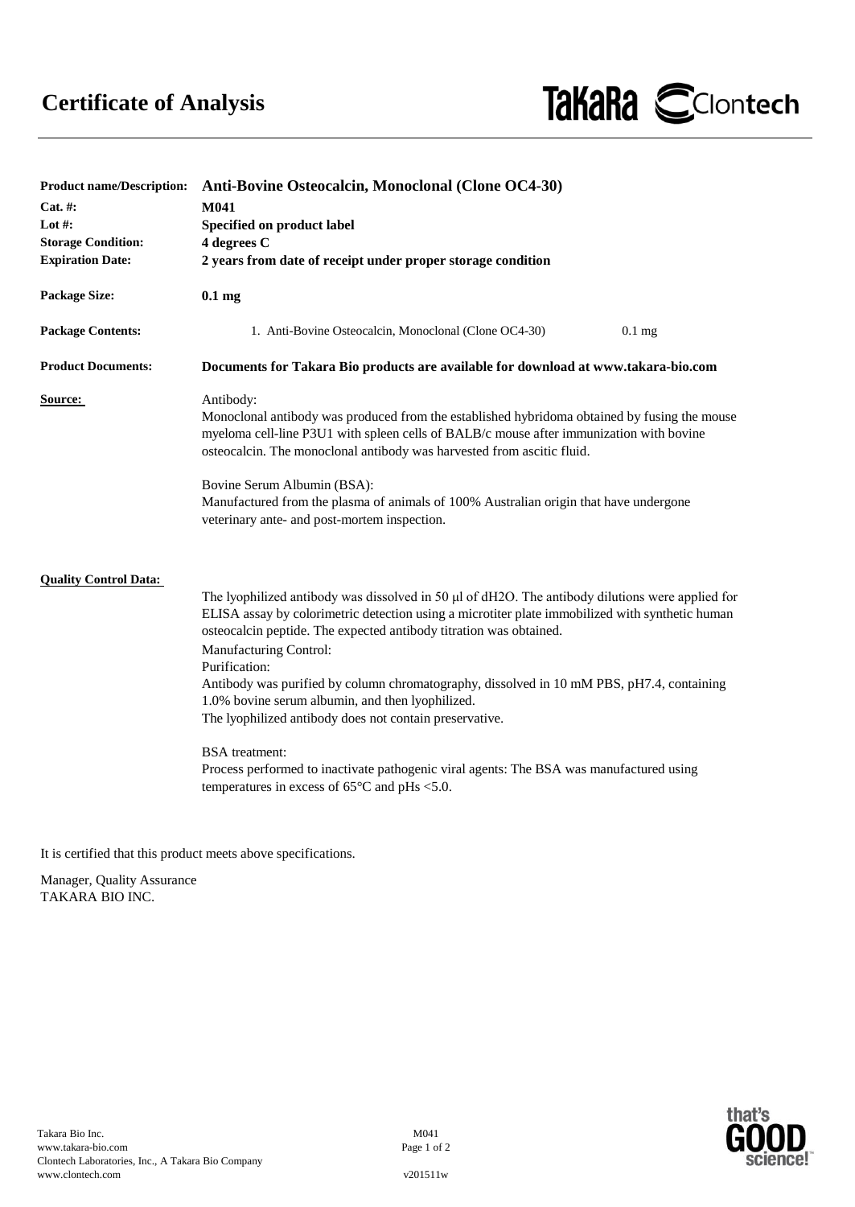# Certificate of Analysis

TaKaRa Clontech

| | |
|---|---|
| **Product name/Description:** | **Anti-Bovine Osteocalcin, Monoclonal (Clone OC4-30)** |
| **Cat. #:** | **M041** |
| **Lot #:** | **Specified on product label** |
| **Storage Condition:** | **4 degrees C** |
| **Expiration Date:** | **2 years from date of receipt under proper storage condition** |
| **Package Size:** | **0.1 mg** |
| **Package Contents:** | 1. Anti-Bovine Osteocalcin, Monoclonal (Clone OC4-30) 0.1 mg |
| **Product Documents:** | **Documents for Takara Bio products are available for download at www.takara-bio.com** |

**Source:**

Antibody:
Monoclonal antibody was produced from the established hybridoma obtained by fusing the mouse myeloma cell-line P3U1 with spleen cells of BALB/c mouse after immunization with bovine osteocalcin. The monoclonal antibody was harvested from ascitic fluid.

Bovine Serum Albumin (BSA):
Manufactured from the plasma of animals of 100% Australian origin that have undergone veterinary ante- and post-mortem inspection.

**Quality Control Data:**

The lyophilized antibody was dissolved in 50 μl of dH2O. The antibody dilutions were applied for ELISA assay by colorimetric detection using a microtiter plate immobilized with synthetic human osteocalcin peptide. The expected antibody titration was obtained.

Manufacturing Control:
Purification:
Antibody was purified by column chromatography, dissolved in 10 mM PBS, pH7.4, containing 1.0% bovine serum albumin, and then lyophilized.
The lyophilized antibody does not contain preservative.

BSA treatment:
Process performed to inactivate pathogenic viral agents: The BSA was manufactured using temperatures in excess of 65°C and pHs <5.0.

It is certified that this product meets above specifications.

Manager, Quality Assurance
TAKARA BIO INC.

Takara Bio Inc.
www.takara-bio.com
Clontech Laboratories, Inc., A Takara Bio Company
www.clontech.com

M041

v201511w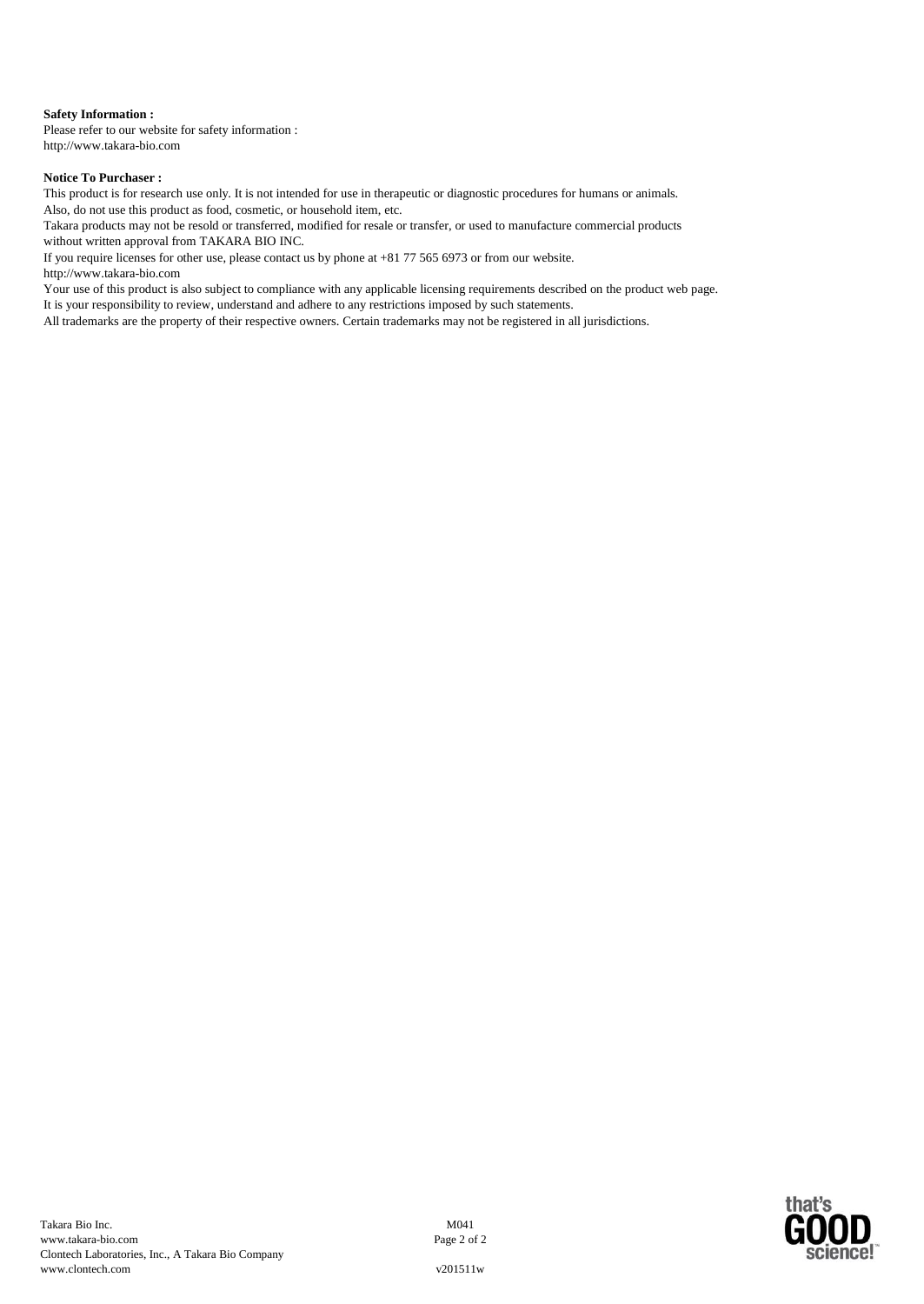**Safety Information :**
Please refer to our website for safety information :
http://www.takara-bio.com

**Notice To Purchaser :**
This product is for research use only. It is not intended for use in therapeutic or diagnostic procedures for humans or animals.
Also, do not use this product as food, cosmetic, or household item, etc.
Takara products may not be resold or transferred, modified for resale or transfer, or used to manufacture commercial products without written approval from TAKARA BIO INC.
If you require licenses for other use, please contact us by phone at +81 77 565 6973 or from our website.
http://www.takara-bio.com
Your use of this product is also subject to compliance with any applicable licensing requirements described on the product web page.
It is your responsibility to review, understand and adhere to any restrictions imposed by such statements.
All trademarks are the property of their respective owners. Certain trademarks may not be registered in all jurisdictions.